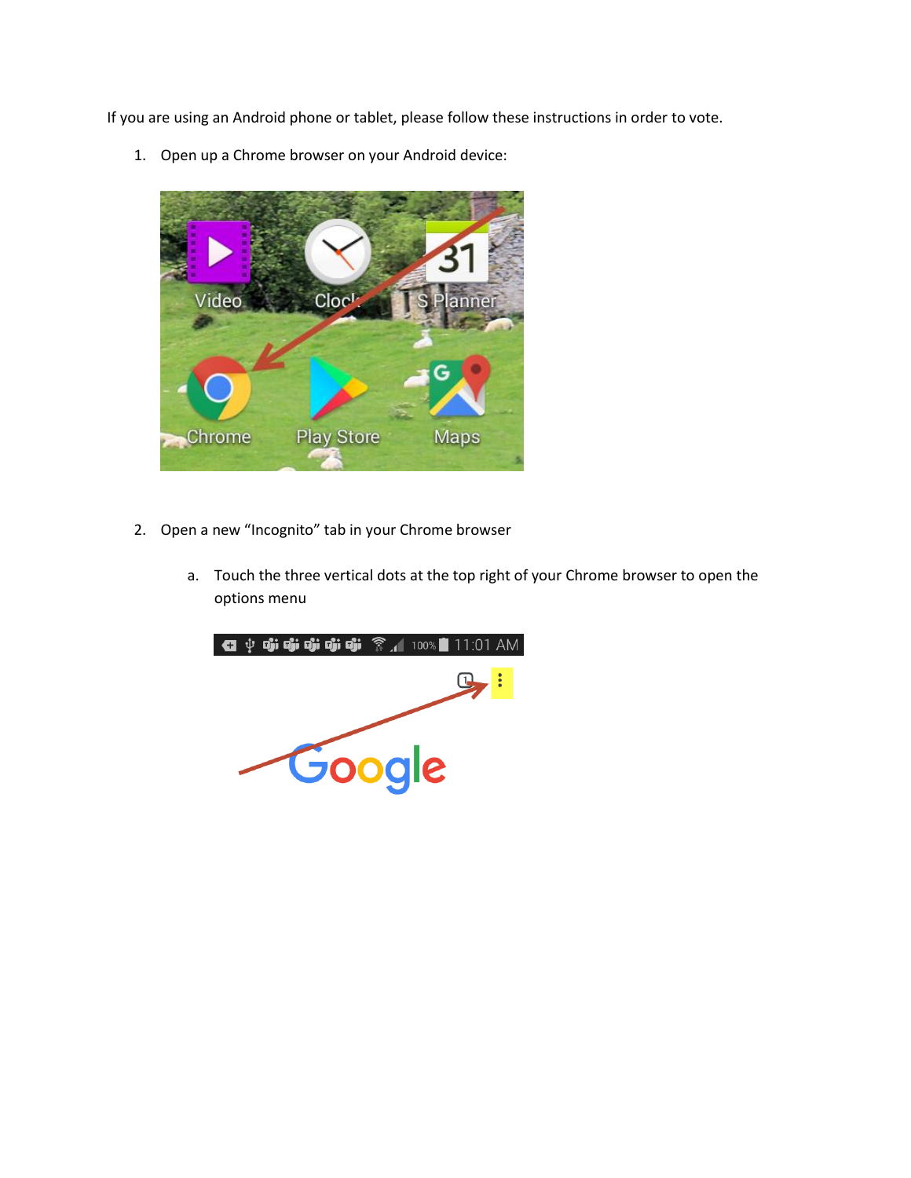If you are using an Android phone or tablet, please follow these instructions in order to vote.

1. Open up a Chrome browser on your Android device:

2. Open a new "Incognito" tab in your Chrome browser

   a. Touch the three vertical dots at the top right of your Chrome browser to open the options menu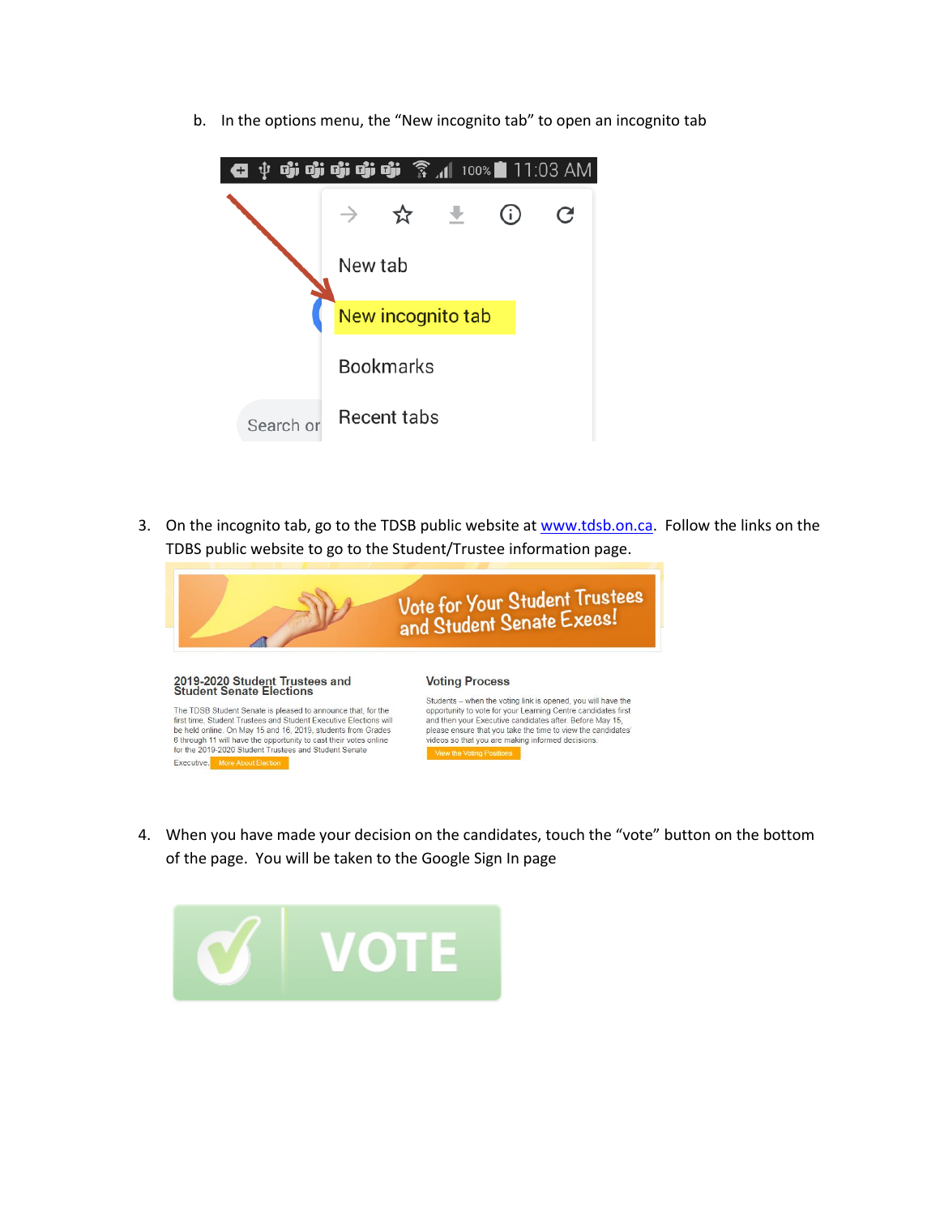b. In the options menu, the "New incognito tab" to open an incognito tab

3. On the incognito tab, go to the TDSB public website at [www.tdsb.on.ca](http://www.tdsb.on.ca). Follow the links on the TDBS public website to go to the Student/Trustee information page.

4. When you have made your decision on the candidates, touch the "vote" button on the bottom of the page. You will be taken to the Google Sign In page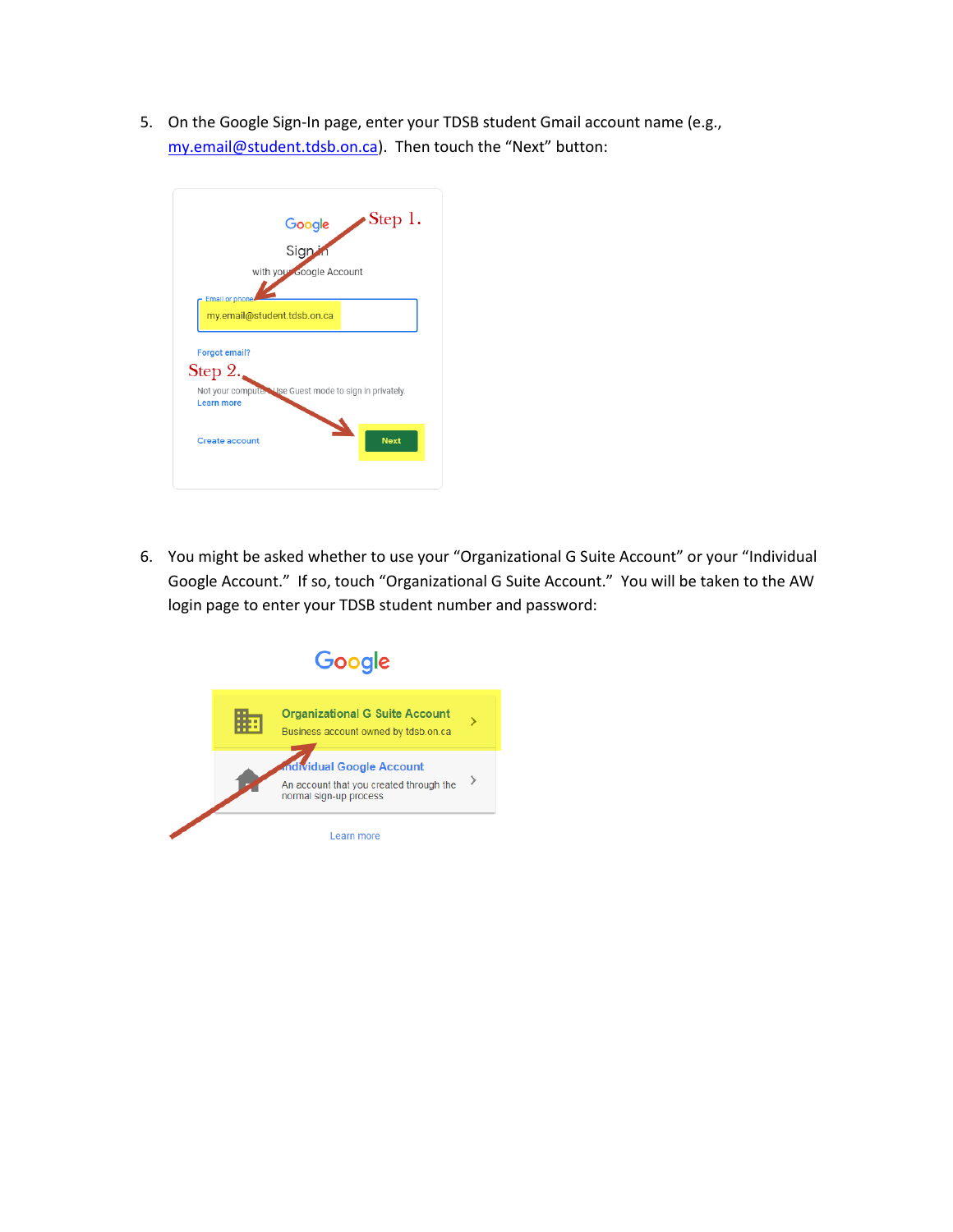5. On the Google Sign-In page, enter your TDSB student Gmail account name (e.g., my.email@student.tdsb.on.ca). Then touch the "Next" button:

6. You might be asked whether to use your "Organizational G Suite Account" or your "Individual Google Account." If so, touch "Organizational G Suite Account." You will be taken to the AW login page to enter your TDSB student number and password: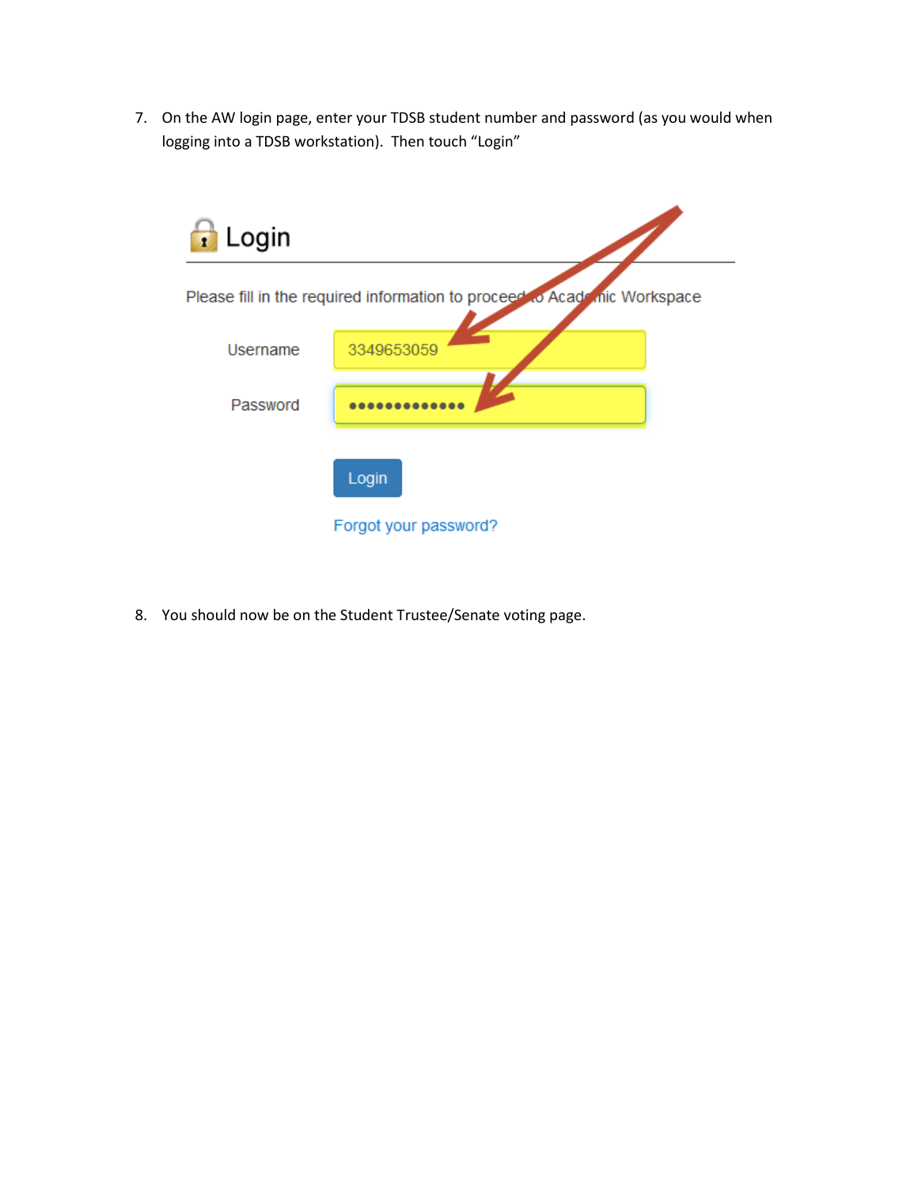7. On the AW login page, enter your TDSB student number and password (as you would when logging into a TDSB workstation). Then touch “Login”

8. You should now be on the Student Trustee/Senate voting page.